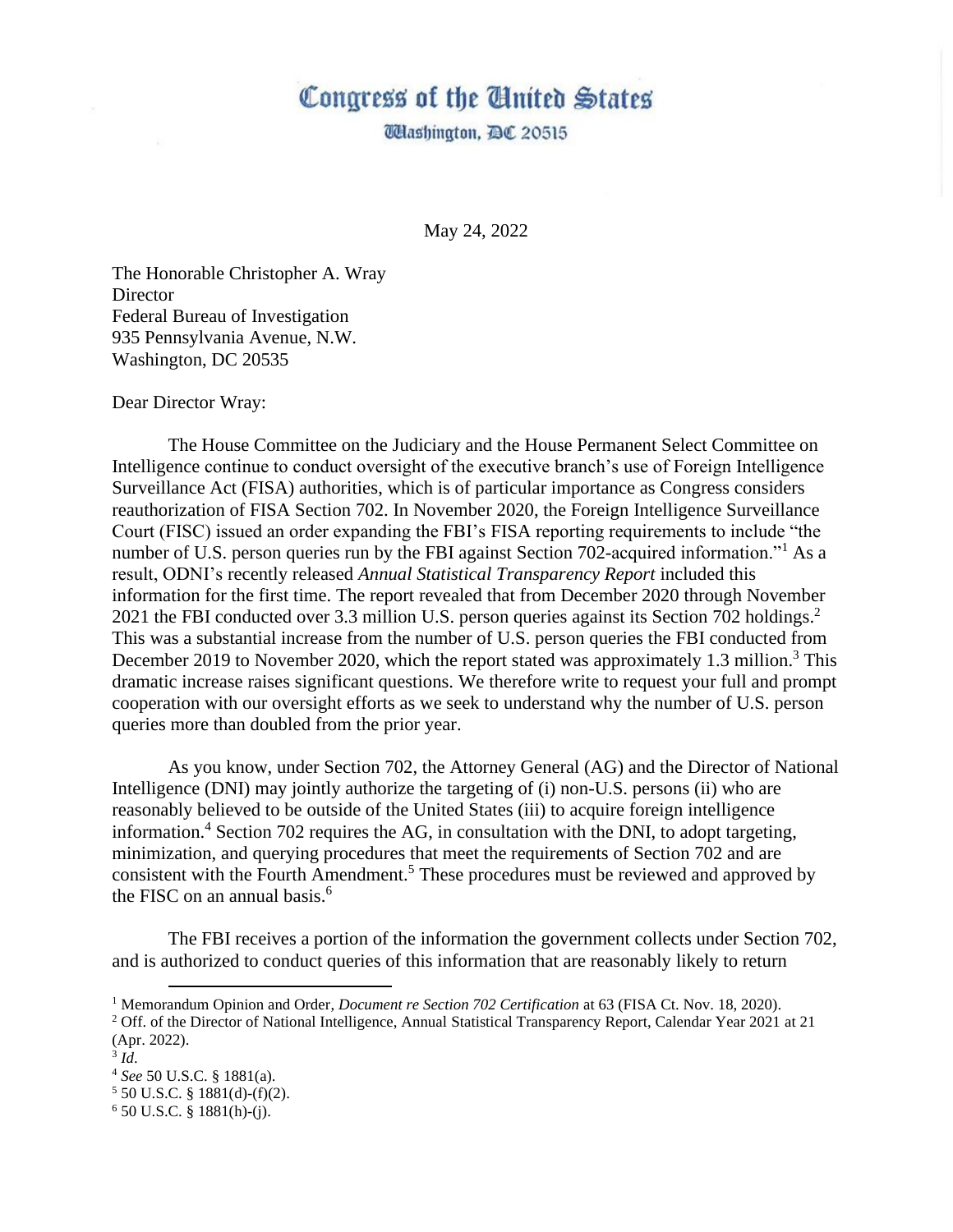# Congress of the United States

Washington, DC 20515

May 24, 2022

The Honorable Christopher A. Wray
Director
Federal Bureau of Investigation
935 Pennsylvania Avenue, N.W.
Washington, DC 20535

Dear Director Wray:

The House Committee on the Judiciary and the House Permanent Select Committee on Intelligence continue to conduct oversight of the executive branch's use of Foreign Intelligence Surveillance Act (FISA) authorities, which is of particular importance as Congress considers reauthorization of FISA Section 702. In November 2020, the Foreign Intelligence Surveillance Court (FISC) issued an order expanding the FBI's FISA reporting requirements to include "the number of U.S. person queries run by the FBI against Section 702-acquired information."[1] As a result, ODNI's recently released *Annual Statistical Transparency Report* included this information for the first time. The report revealed that from December 2020 through November 2021 the FBI conducted over 3.3 million U.S. person queries against its Section 702 holdings.[2] This was a substantial increase from the number of U.S. person queries the FBI conducted from December 2019 to November 2020, which the report stated was approximately 1.3 million.[3] This dramatic increase raises significant questions. We therefore write to request your full and prompt cooperation with our oversight efforts as we seek to understand why the number of U.S. person queries more than doubled from the prior year.

As you know, under Section 702, the Attorney General (AG) and the Director of National Intelligence (DNI) may jointly authorize the targeting of (i) non-U.S. persons (ii) who are reasonably believed to be outside of the United States (iii) to acquire foreign intelligence information.[4] Section 702 requires the AG, in consultation with the DNI, to adopt targeting, minimization, and querying procedures that meet the requirements of Section 702 and are consistent with the Fourth Amendment.[5] These procedures must be reviewed and approved by the FISC on an annual basis.[6]

The FBI receives a portion of the information the government collects under Section 702, and is authorized to conduct queries of this information that are reasonably likely to return

---

[1] Memorandum Opinion and Order, *Document re Section 702 Certification* at 63 (FISA Ct. Nov. 18, 2020).

[2] Off. of the Director of National Intelligence, Annual Statistical Transparency Report, Calendar Year 2021 at 21 (Apr. 2022).

[3] *Id*.

[4] *See* 50 U.S.C. § 1881(a).

[5] 50 U.S.C. § 1881(d)-(f)(2).

[6] 50 U.S.C. § 1881(h)-(j).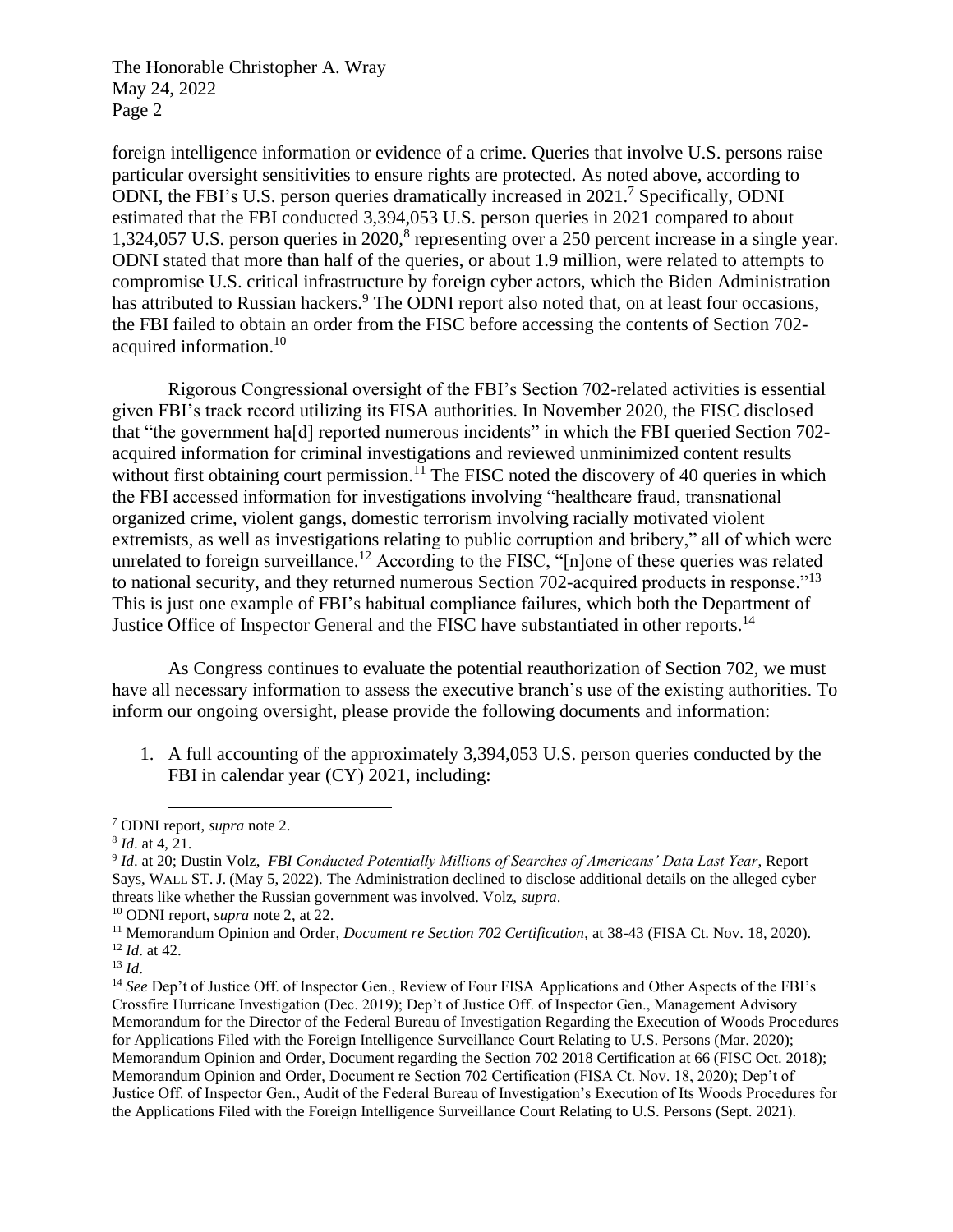foreign intelligence information or evidence of a crime. Queries that involve U.S. persons raise particular oversight sensitivities to ensure rights are protected. As noted above, according to ODNI, the FBI's U.S. person queries dramatically increased in 2021.[7] Specifically, ODNI estimated that the FBI conducted 3,394,053 U.S. person queries in 2021 compared to about 1,324,057 U.S. person queries in 2020,[8] representing over a 250 percent increase in a single year. ODNI stated that more than half of the queries, or about 1.9 million, were related to attempts to compromise U.S. critical infrastructure by foreign cyber actors, which the Biden Administration has attributed to Russian hackers.[9] The ODNI report also noted that, on at least four occasions, the FBI failed to obtain an order from the FISC before accessing the contents of Section 702-acquired information.[10]

Rigorous Congressional oversight of the FBI's Section 702-related activities is essential given FBI's track record utilizing its FISA authorities. In November 2020, the FISC disclosed that "the government ha[d] reported numerous incidents" in which the FBI queried Section 702-acquired information for criminal investigations and reviewed unminimized content results without first obtaining court permission.[11] The FISC noted the discovery of 40 queries in which the FBI accessed information for investigations involving "healthcare fraud, transnational organized crime, violent gangs, domestic terrorism involving racially motivated violent extremists, as well as investigations relating to public corruption and bribery," all of which were unrelated to foreign surveillance.[12] According to the FISC, "[n]one of these queries was related to national security, and they returned numerous Section 702-acquired products in response."[13] This is just one example of FBI's habitual compliance failures, which both the Department of Justice Office of Inspector General and the FISC have substantiated in other reports.[14]

As Congress continues to evaluate the potential reauthorization of Section 702, we must have all necessary information to assess the executive branch's use of the existing authorities. To inform our ongoing oversight, please provide the following documents and information:

1. A full accounting of the approximately 3,394,053 U.S. person queries conducted by the FBI in calendar year (CY) 2021, including:

---

[7] ODNI report, *supra* note 2.

[8] *Id*. at 4, 21.

[9] *Id*. at 20; Dustin Volz, *FBI Conducted Potentially Millions of Searches of Americans' Data Last Year*, Report Says, WALL ST. J. (May 5, 2022). The Administration declined to disclose additional details on the alleged cyber threats like whether the Russian government was involved. Volz, *supra*.

[10] ODNI report, *supra* note 2, at 22.

[11] Memorandum Opinion and Order, *Document re Section 702 Certification*, at 38-43 (FISA Ct. Nov. 18, 2020).

[12] *Id*. at 42.

[13] *Id*.

[14] *See* Dep't of Justice Off. of Inspector Gen., Review of Four FISA Applications and Other Aspects of the FBI's Crossfire Hurricane Investigation (Dec. 2019); Dep't of Justice Off. of Inspector Gen., Management Advisory Memorandum for the Director of the Federal Bureau of Investigation Regarding the Execution of Woods Procedures for Applications Filed with the Foreign Intelligence Surveillance Court Relating to U.S. Persons (Mar. 2020); Memorandum Opinion and Order, Document regarding the Section 702 2018 Certification at 66 (FISC Oct. 2018); Memorandum Opinion and Order, Document re Section 702 Certification (FISA Ct. Nov. 18, 2020); Dep't of Justice Off. of Inspector Gen., Audit of the Federal Bureau of Investigation's Execution of Its Woods Procedures for the Applications Filed with the Foreign Intelligence Surveillance Court Relating to U.S. Persons (Sept. 2021).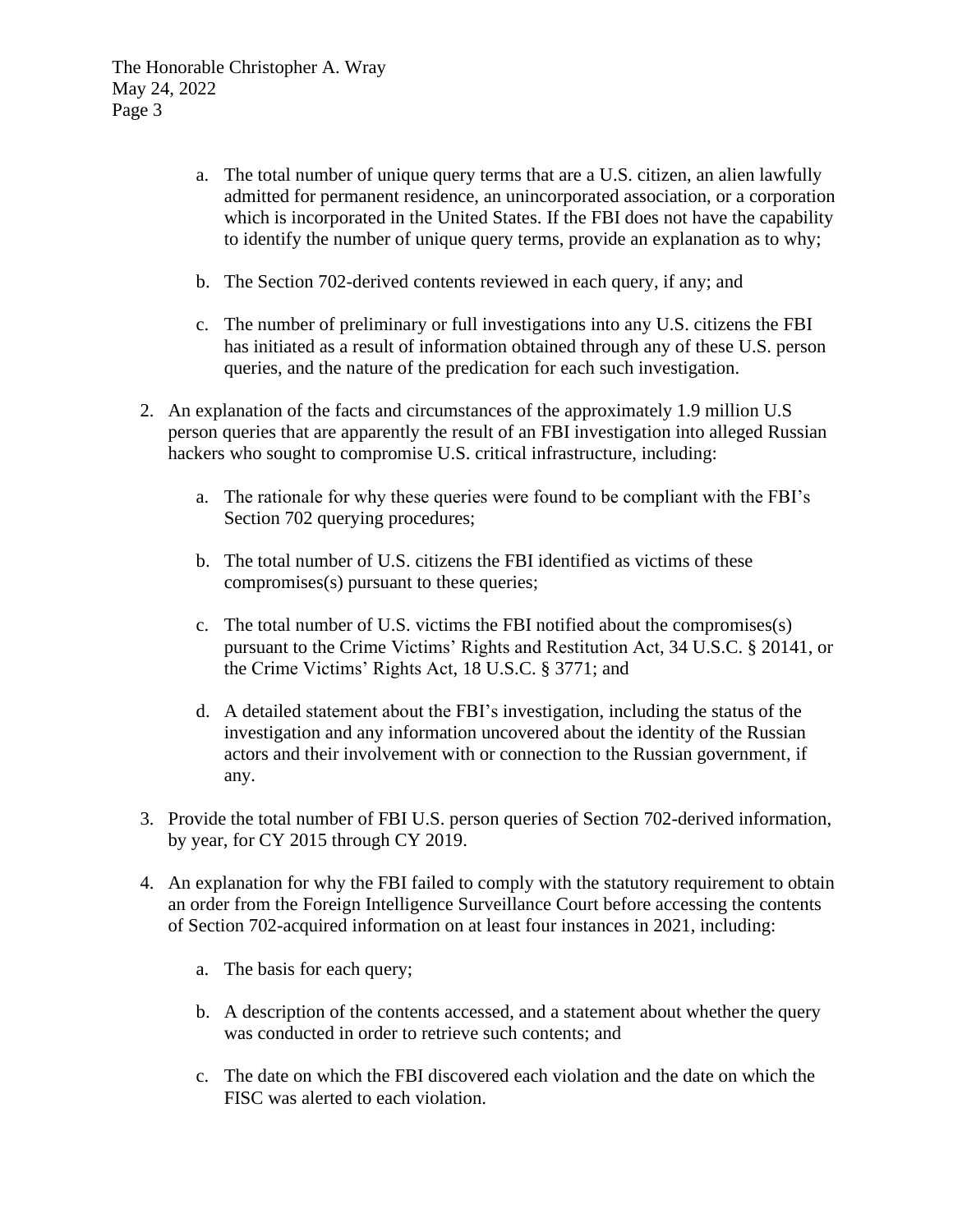a. The total number of unique query terms that are a U.S. citizen, an alien lawfully admitted for permanent residence, an unincorporated association, or a corporation which is incorporated in the United States. If the FBI does not have the capability to identify the number of unique query terms, provide an explanation as to why;

   b. The Section 702-derived contents reviewed in each query, if any; and

   c. The number of preliminary or full investigations into any U.S. citizens the FBI has initiated as a result of information obtained through any of these U.S. person queries, and the nature of the predication for each such investigation.

2. An explanation of the facts and circumstances of the approximately 1.9 million U.S person queries that are apparently the result of an FBI investigation into alleged Russian hackers who sought to compromise U.S. critical infrastructure, including:

   a. The rationale for why these queries were found to be compliant with the FBI's Section 702 querying procedures;

   b. The total number of U.S. citizens the FBI identified as victims of these compromises(s) pursuant to these queries;

   c. The total number of U.S. victims the FBI notified about the compromises(s) pursuant to the Crime Victims' Rights and Restitution Act, 34 U.S.C. § 20141, or the Crime Victims' Rights Act, 18 U.S.C. § 3771; and

   d. A detailed statement about the FBI's investigation, including the status of the investigation and any information uncovered about the identity of the Russian actors and their involvement with or connection to the Russian government, if any.

3. Provide the total number of FBI U.S. person queries of Section 702-derived information, by year, for CY 2015 through CY 2019.

4. An explanation for why the FBI failed to comply with the statutory requirement to obtain an order from the Foreign Intelligence Surveillance Court before accessing the contents of Section 702-acquired information on at least four instances in 2021, including:

   a. The basis for each query;

   b. A description of the contents accessed, and a statement about whether the query was conducted in order to retrieve such contents; and

   c. The date on which the FBI discovered each violation and the date on which the FISC was alerted to each violation.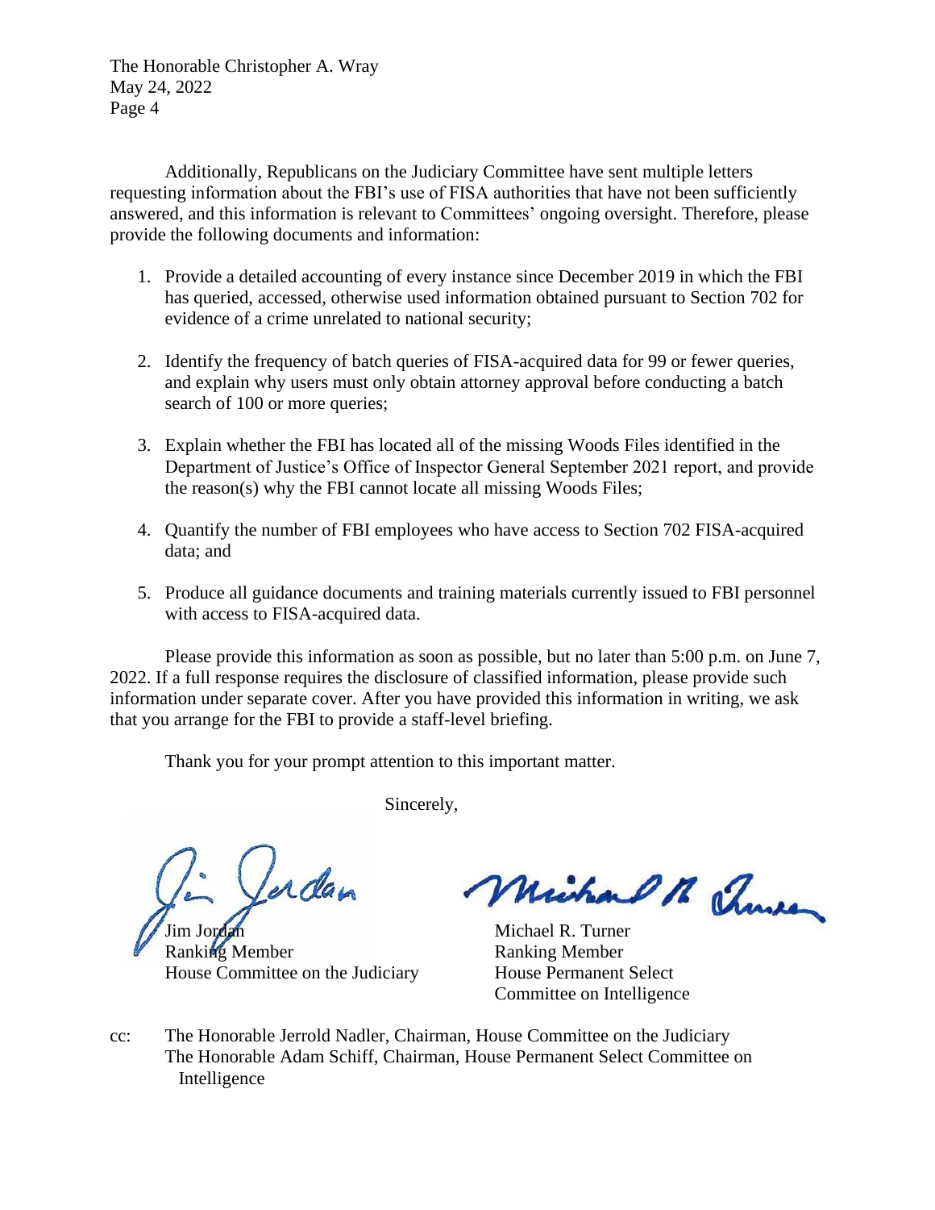Additionally, Republicans on the Judiciary Committee have sent multiple letters requesting information about the FBI's use of FISA authorities that have not been sufficiently answered, and this information is relevant to Committees' ongoing oversight. Therefore, please provide the following documents and information:

1. Provide a detailed accounting of every instance since December 2019 in which the FBI has queried, accessed, otherwise used information obtained pursuant to Section 702 for evidence of a crime unrelated to national security;

2. Identify the frequency of batch queries of FISA-acquired data for 99 or fewer queries, and explain why users must only obtain attorney approval before conducting a batch search of 100 or more queries;

3. Explain whether the FBI has located all of the missing Woods Files identified in the Department of Justice's Office of Inspector General September 2021 report, and provide the reason(s) why the FBI cannot locate all missing Woods Files;

4. Quantify the number of FBI employees who have access to Section 702 FISA-acquired data; and

5. Produce all guidance documents and training materials currently issued to FBI personnel with access to FISA-acquired data.

Please provide this information as soon as possible, but no later than 5:00 p.m. on June 7, 2022. If a full response requires the disclosure of classified information, please provide such information under separate cover. After you have provided this information in writing, we ask that you arrange for the FBI to provide a staff-level briefing.

Thank you for your prompt attention to this important matter.

Sincerely,

Jim Jordan
Ranking Member
House Committee on the Judiciary

Michael R. Turner
Ranking Member
House Permanent Select Committee on Intelligence

cc: The Honorable Jerrold Nadler, Chairman, House Committee on the Judiciary
The Honorable Adam Schiff, Chairman, House Permanent Select Committee on Intelligence